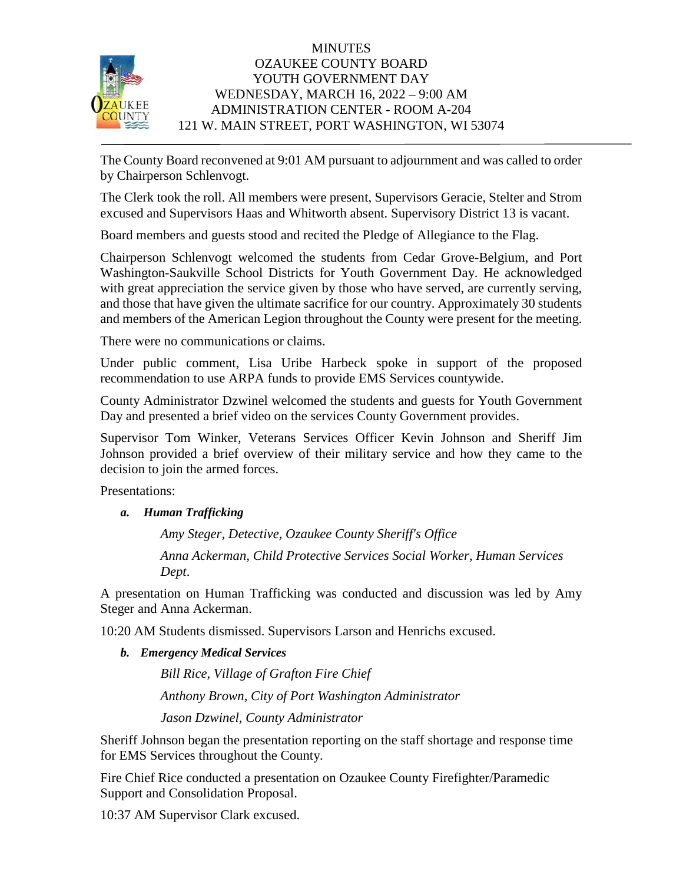# MINUTES
## OZAUKEE COUNTY BOARD
## YOUTH GOVERNMENT DAY
## WEDNESDAY, MARCH 16, 2022 – 9:00 AM
## ADMINISTRATION CENTER - ROOM A-204
## 121 W. MAIN STREET, PORT WASHINGTON, WI 53074

The County Board reconvened at 9:01 AM pursuant to adjournment and was called to order by Chairperson Schlenvogt.

The Clerk took the roll. All members were present, Supervisors Geracie, Stelter and Strom excused and Supervisors Haas and Whitworth absent. Supervisory District 13 is vacant.

Board members and guests stood and recited the Pledge of Allegiance to the Flag.

Chairperson Schlenvogt welcomed the students from Cedar Grove-Belgium, and Port Washington-Saukville School Districts for Youth Government Day. He acknowledged with great appreciation the service given by those who have served, are currently serving, and those that have given the ultimate sacrifice for our country. Approximately 30 students and members of the American Legion throughout the County were present for the meeting.

There were no communications or claims.

Under public comment, Lisa Uribe Harbeck spoke in support of the proposed recommendation to use ARPA funds to provide EMS Services countywide.

County Administrator Dzwinel welcomed the students and guests for Youth Government Day and presented a brief video on the services County Government provides.

Supervisor Tom Winker, Veterans Services Officer Kevin Johnson and Sheriff Jim Johnson provided a brief overview of their military service and how they came to the decision to join the armed forces.

Presentations:

***a. Human Trafficking***

*Amy Steger, Detective, Ozaukee County Sheriff's Office*

*Anna Ackerman, Child Protective Services Social Worker, Human Services Dept*.

A presentation on Human Trafficking was conducted and discussion was led by Amy Steger and Anna Ackerman.

10:20 AM Students dismissed. Supervisors Larson and Henrichs excused.

***b. Emergency Medical Services***

*Bill Rice, Village of Grafton Fire Chief*

*Anthony Brown, City of Port Washington Administrator*

*Jason Dzwinel, County Administrator*

Sheriff Johnson began the presentation reporting on the staff shortage and response time for EMS Services throughout the County.

Fire Chief Rice conducted a presentation on Ozaukee County Firefighter/Paramedic Support and Consolidation Proposal.

10:37 AM Supervisor Clark excused.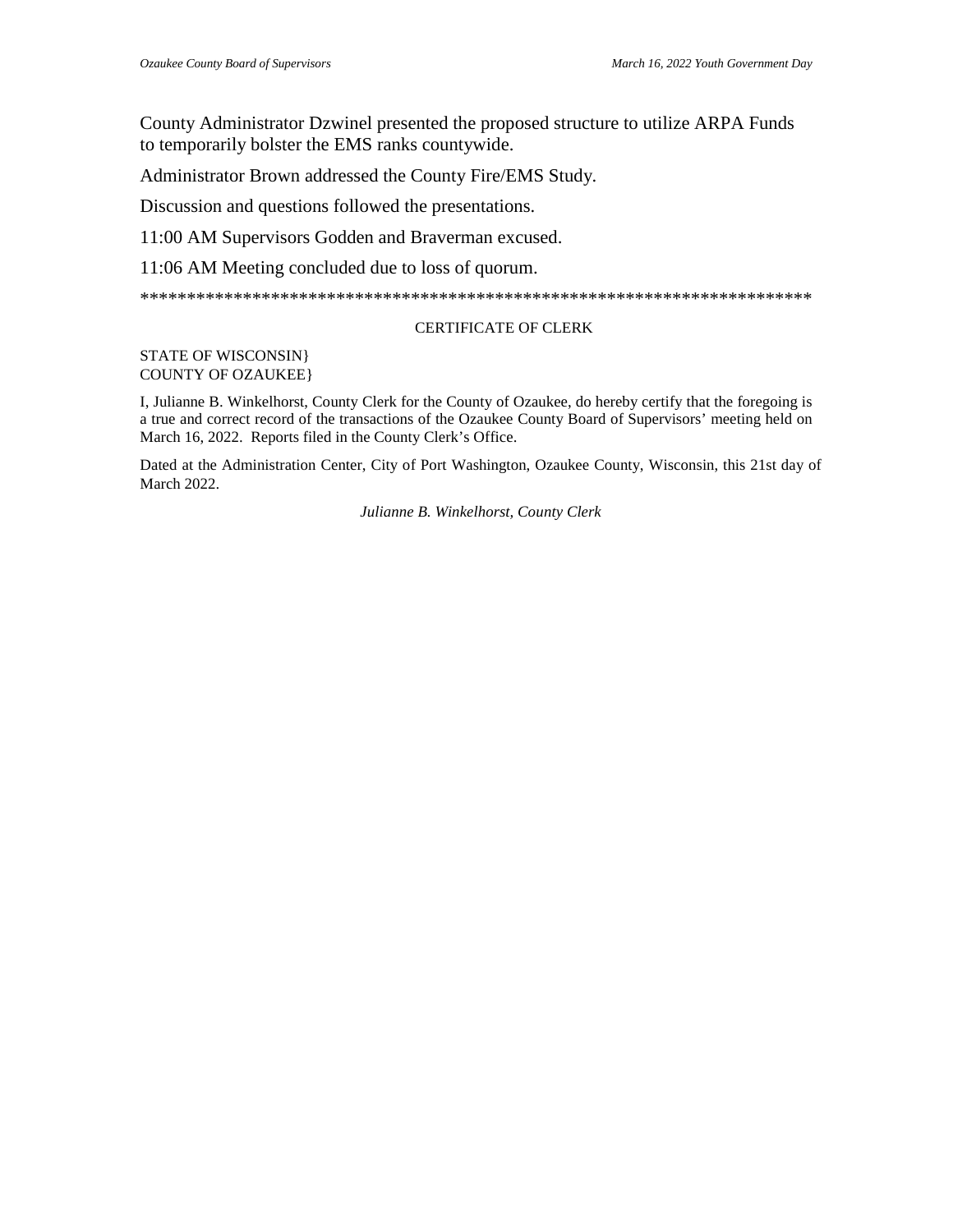County Administrator Dzwinel presented the proposed structure to utilize ARPA Funds to temporarily bolster the EMS ranks countywide.

Administrator Brown addressed the County Fire/EMS Study.

Discussion and questions followed the presentations.

11:00 AM Supervisors Godden and Braverman excused.

11:06 AM Meeting concluded due to loss of quorum.

************************************************************************

CERTIFICATE OF CLERK

STATE OF WISCONSIN}
COUNTY OF OZAUKEE}

I, Julianne B. Winkelhorst, County Clerk for the County of Ozaukee, do hereby certify that the foregoing is a true and correct record of the transactions of the Ozaukee County Board of Supervisors' meeting held on March 16, 2022. Reports filed in the County Clerk's Office.

Dated at the Administration Center, City of Port Washington, Ozaukee County, Wisconsin, this 21st day of March 2022.

*Julianne B. Winkelhorst, County Clerk*